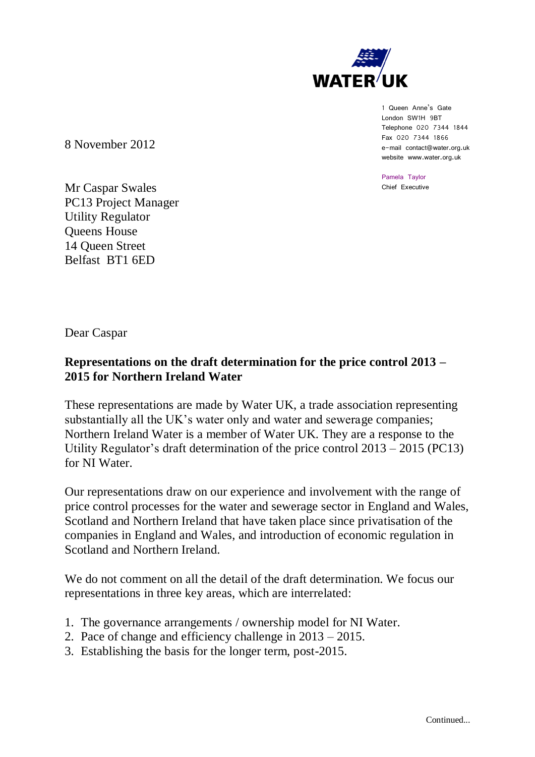WATER UK

1 Queen Anne's Gate
London SW1H 9BT
Telephone 020 7344 1844
Fax 020 7344 1866
e-mail contact@water.org.uk
website www.water.org.uk

Pamela Taylor
Chief Executive

8 November 2012

Mr Caspar Swales
PC13 Project Manager
Utility Regulator
Queens House
14 Queen Street
Belfast BT1 6ED

Dear Caspar

**Representations on the draft determination for the price control 2013 – 2015 for Northern Ireland Water**

These representations are made by Water UK, a trade association representing substantially all the UK's water only and water and sewerage companies; Northern Ireland Water is a member of Water UK. They are a response to the Utility Regulator's draft determination of the price control 2013 – 2015 (PC13) for NI Water.

Our representations draw on our experience and involvement with the range of price control processes for the water and sewerage sector in England and Wales, Scotland and Northern Ireland that have taken place since privatisation of the companies in England and Wales, and introduction of economic regulation in Scotland and Northern Ireland.

We do not comment on all the detail of the draft determination. We focus our representations in three key areas, which are interrelated:

1. The governance arrangements / ownership model for NI Water.
2. Pace of change and efficiency challenge in 2013 – 2015.
3. Establishing the basis for the longer term, post-2015.

Continued...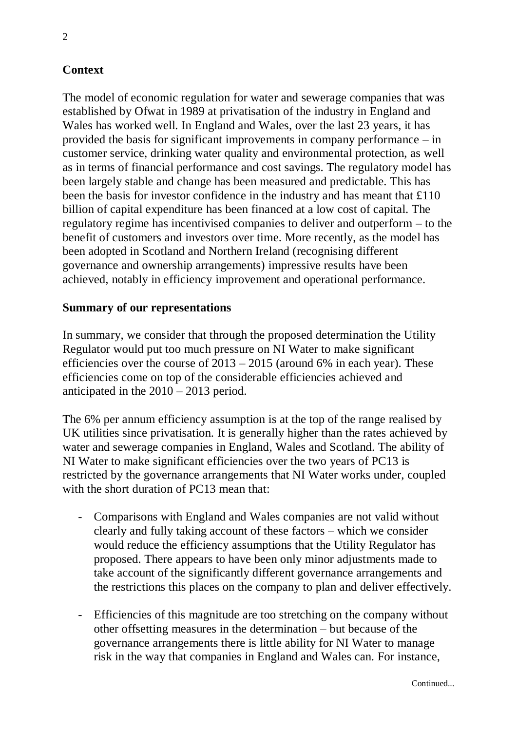## Context

The model of economic regulation for water and sewerage companies that was established by Ofwat in 1989 at privatisation of the industry in England and Wales has worked well. In England and Wales, over the last 23 years, it has provided the basis for significant improvements in company performance – in customer service, drinking water quality and environmental protection, as well as in terms of financial performance and cost savings. The regulatory model has been largely stable and change has been measured and predictable. This has been the basis for investor confidence in the industry and has meant that £110 billion of capital expenditure has been financed at a low cost of capital. The regulatory regime has incentivised companies to deliver and outperform – to the benefit of customers and investors over time. More recently, as the model has been adopted in Scotland and Northern Ireland (recognising different governance and ownership arrangements) impressive results have been achieved, notably in efficiency improvement and operational performance.

## Summary of our representations

In summary, we consider that through the proposed determination the Utility Regulator would put too much pressure on NI Water to make significant efficiencies over the course of 2013 – 2015 (around 6% in each year). These efficiencies come on top of the considerable efficiencies achieved and anticipated in the 2010 – 2013 period.

The 6% per annum efficiency assumption is at the top of the range realised by UK utilities since privatisation. It is generally higher than the rates achieved by water and sewerage companies in England, Wales and Scotland. The ability of NI Water to make significant efficiencies over the two years of PC13 is restricted by the governance arrangements that NI Water works under, coupled with the short duration of PC13 mean that:

- Comparisons with England and Wales companies are not valid without clearly and fully taking account of these factors – which we consider would reduce the efficiency assumptions that the Utility Regulator has proposed. There appears to have been only minor adjustments made to take account of the significantly different governance arrangements and the restrictions this places on the company to plan and deliver effectively.

- Efficiencies of this magnitude are too stretching on the company without other offsetting measures in the determination – but because of the governance arrangements there is little ability for NI Water to manage risk in the way that companies in England and Wales can. For instance,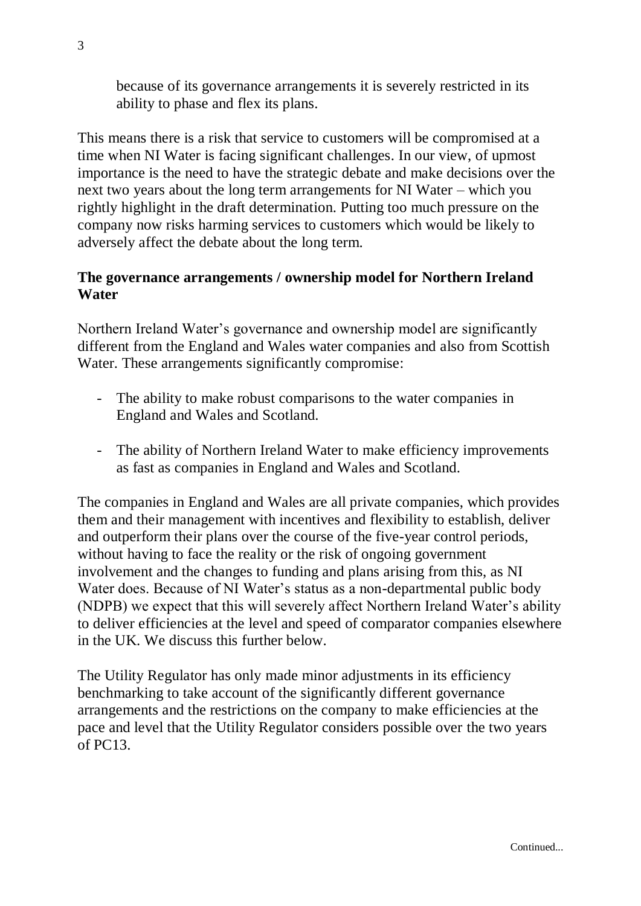because of its governance arrangements it is severely restricted in its ability to phase and flex its plans.

This means there is a risk that service to customers will be compromised at a time when NI Water is facing significant challenges. In our view, of upmost importance is the need to have the strategic debate and make decisions over the next two years about the long term arrangements for NI Water – which you rightly highlight in the draft determination. Putting too much pressure on the company now risks harming services to customers which would be likely to adversely affect the debate about the long term.

**The governance arrangements / ownership model for Northern Ireland Water**

Northern Ireland Water's governance and ownership model are significantly different from the England and Wales water companies and also from Scottish Water. These arrangements significantly compromise:

- The ability to make robust comparisons to the water companies in England and Wales and Scotland.
- The ability of Northern Ireland Water to make efficiency improvements as fast as companies in England and Wales and Scotland.

The companies in England and Wales are all private companies, which provides them and their management with incentives and flexibility to establish, deliver and outperform their plans over the course of the five-year control periods, without having to face the reality or the risk of ongoing government involvement and the changes to funding and plans arising from this, as NI Water does. Because of NI Water's status as a non-departmental public body (NDPB) we expect that this will severely affect Northern Ireland Water's ability to deliver efficiencies at the level and speed of comparator companies elsewhere in the UK. We discuss this further below.

The Utility Regulator has only made minor adjustments in its efficiency benchmarking to take account of the significantly different governance arrangements and the restrictions on the company to make efficiencies at the pace and level that the Utility Regulator considers possible over the two years of PC13.

Continued...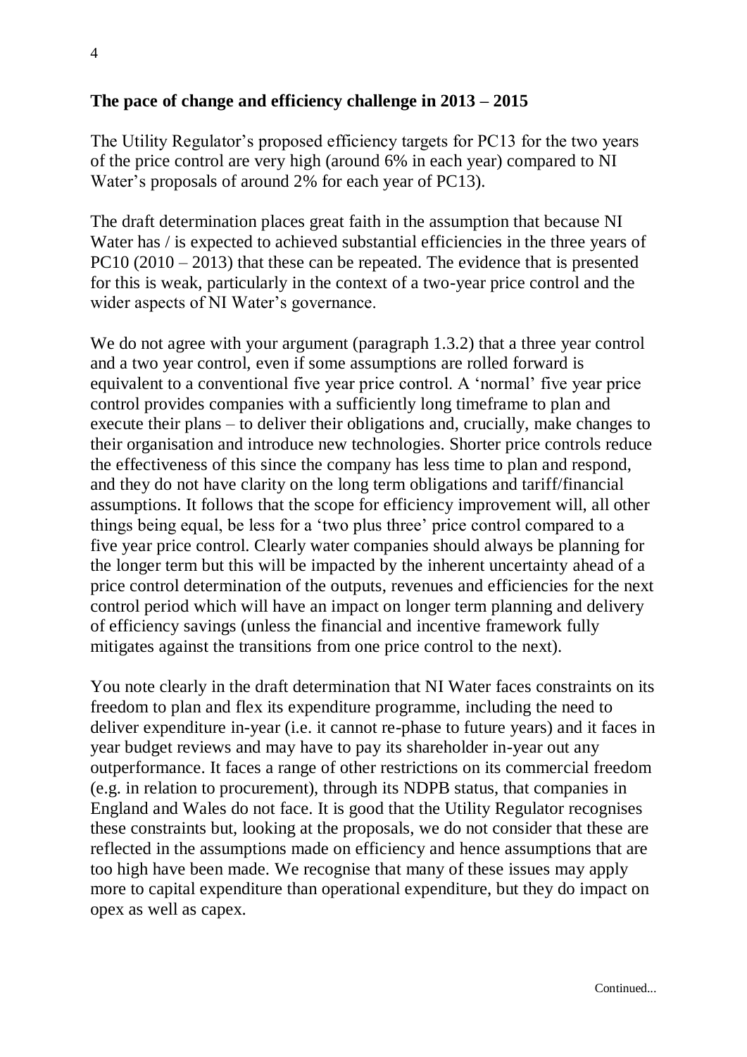**The pace of change and efficiency challenge in 2013 – 2015**

The Utility Regulator's proposed efficiency targets for PC13 for the two years of the price control are very high (around 6% in each year) compared to NI Water's proposals of around 2% for each year of PC13).

The draft determination places great faith in the assumption that because NI Water has / is expected to achieved substantial efficiencies in the three years of PC10 (2010 – 2013) that these can be repeated. The evidence that is presented for this is weak, particularly in the context of a two-year price control and the wider aspects of NI Water's governance.

We do not agree with your argument (paragraph 1.3.2) that a three year control and a two year control, even if some assumptions are rolled forward is equivalent to a conventional five year price control. A 'normal' five year price control provides companies with a sufficiently long timeframe to plan and execute their plans – to deliver their obligations and, crucially, make changes to their organisation and introduce new technologies. Shorter price controls reduce the effectiveness of this since the company has less time to plan and respond, and they do not have clarity on the long term obligations and tariff/financial assumptions. It follows that the scope for efficiency improvement will, all other things being equal, be less for a 'two plus three' price control compared to a five year price control. Clearly water companies should always be planning for the longer term but this will be impacted by the inherent uncertainty ahead of a price control determination of the outputs, revenues and efficiencies for the next control period which will have an impact on longer term planning and delivery of efficiency savings (unless the financial and incentive framework fully mitigates against the transitions from one price control to the next).

You note clearly in the draft determination that NI Water faces constraints on its freedom to plan and flex its expenditure programme, including the need to deliver expenditure in-year (i.e. it cannot re-phase to future years) and it faces in year budget reviews and may have to pay its shareholder in-year out any outperformance. It faces a range of other restrictions on its commercial freedom (e.g. in relation to procurement), through its NDPB status, that companies in England and Wales do not face. It is good that the Utility Regulator recognises these constraints but, looking at the proposals, we do not consider that these are reflected in the assumptions made on efficiency and hence assumptions that are too high have been made. We recognise that many of these issues may apply more to capital expenditure than operational expenditure, but they do impact on opex as well as capex.

Continued...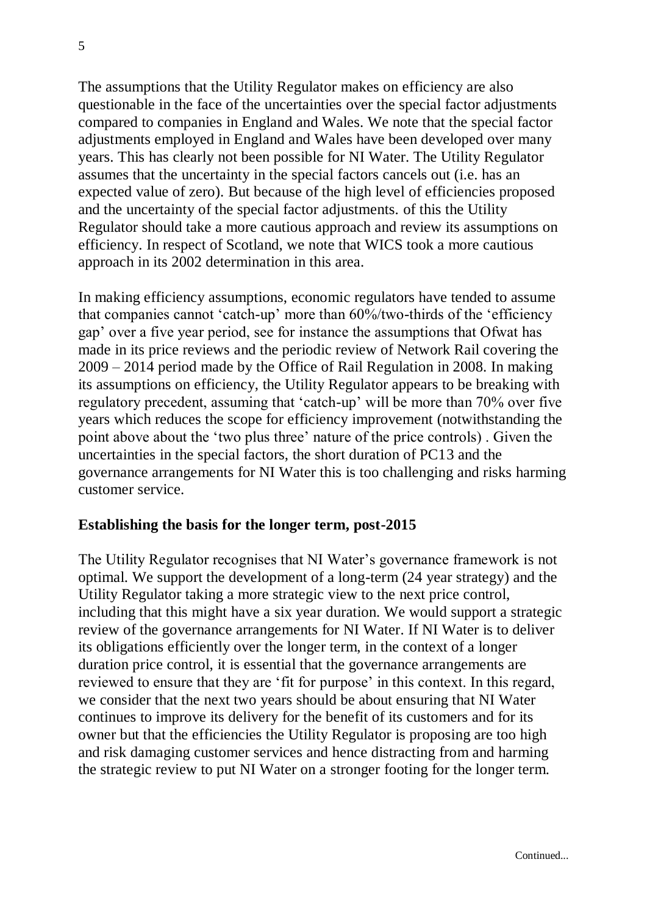The assumptions that the Utility Regulator makes on efficiency are also questionable in the face of the uncertainties over the special factor adjustments compared to companies in England and Wales. We note that the special factor adjustments employed in England and Wales have been developed over many years. This has clearly not been possible for NI Water. The Utility Regulator assumes that the uncertainty in the special factors cancels out (i.e. has an expected value of zero). But because of the high level of efficiencies proposed and the uncertainty of the special factor adjustments. of this the Utility Regulator should take a more cautious approach and review its assumptions on efficiency. In respect of Scotland, we note that WICS took a more cautious approach in its 2002 determination in this area.

In making efficiency assumptions, economic regulators have tended to assume that companies cannot 'catch-up' more than 60%/two-thirds of the 'efficiency gap' over a five year period, see for instance the assumptions that Ofwat has made in its price reviews and the periodic review of Network Rail covering the 2009 – 2014 period made by the Office of Rail Regulation in 2008. In making its assumptions on efficiency, the Utility Regulator appears to be breaking with regulatory precedent, assuming that 'catch-up' will be more than 70% over five years which reduces the scope for efficiency improvement (notwithstanding the point above about the 'two plus three' nature of the price controls) . Given the uncertainties in the special factors, the short duration of PC13 and the governance arrangements for NI Water this is too challenging and risks harming customer service.

**Establishing the basis for the longer term, post-2015**

The Utility Regulator recognises that NI Water's governance framework is not optimal. We support the development of a long-term (24 year strategy) and the Utility Regulator taking a more strategic view to the next price control, including that this might have a six year duration. We would support a strategic review of the governance arrangements for NI Water. If NI Water is to deliver its obligations efficiently over the longer term, in the context of a longer duration price control, it is essential that the governance arrangements are reviewed to ensure that they are 'fit for purpose' in this context. In this regard, we consider that the next two years should be about ensuring that NI Water continues to improve its delivery for the benefit of its customers and for its owner but that the efficiencies the Utility Regulator is proposing are too high and risk damaging customer services and hence distracting from and harming the strategic review to put NI Water on a stronger footing for the longer term.

Continued...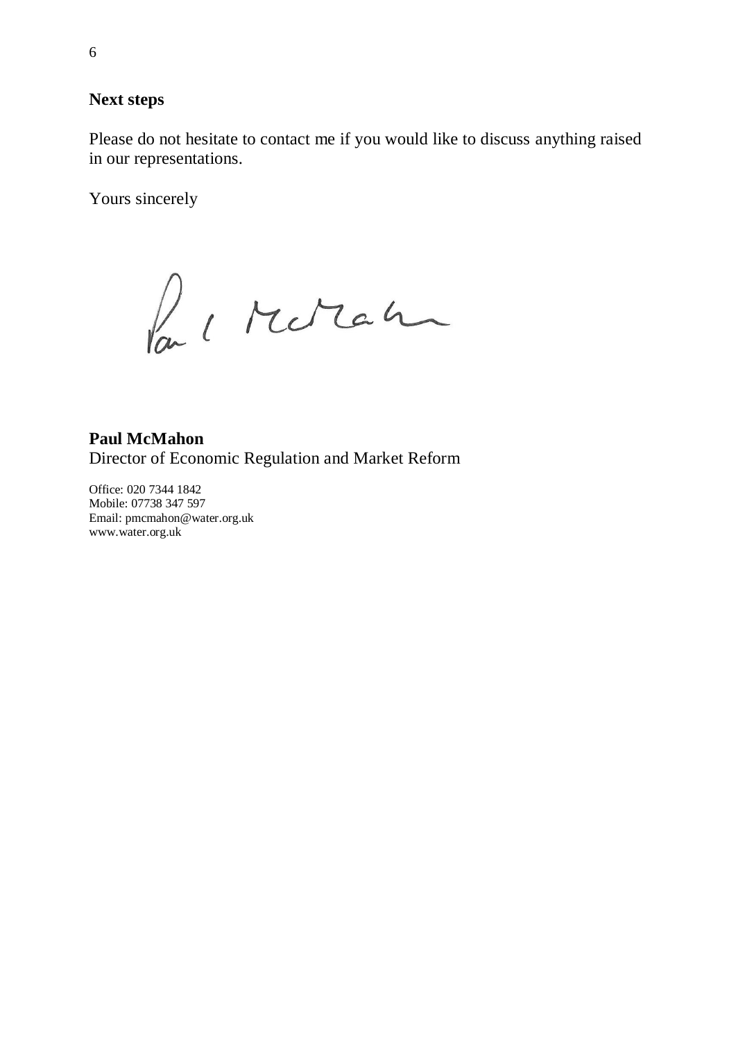## Next steps

Please do not hesitate to contact me if you would like to discuss anything raised in our representations.

Yours sincerely

**Paul McMahon**
Director of Economic Regulation and Market Reform

Office: 020 7344 1842
Mobile: 07738 347 597
Email: pmcmahon@water.org.uk
www.water.org.uk